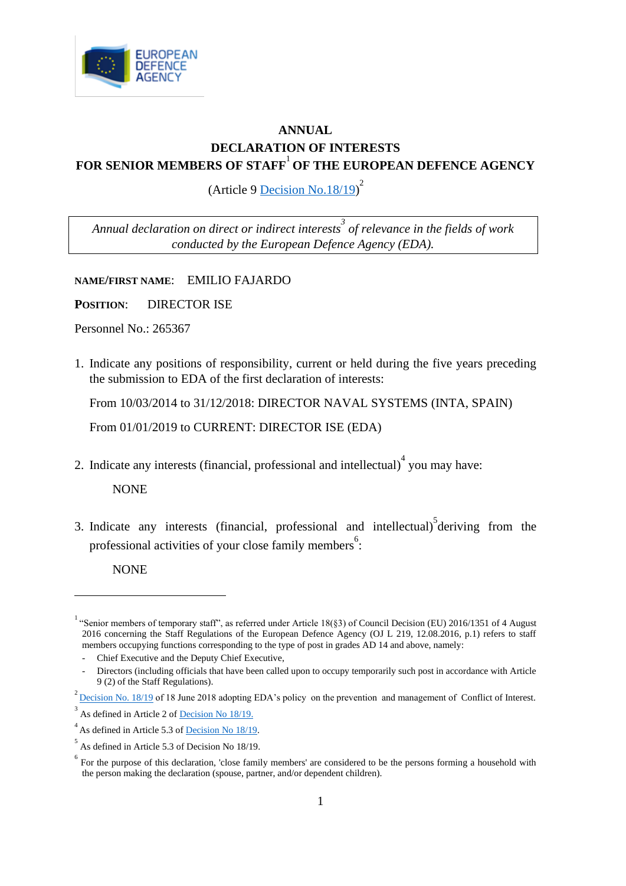# ANNUAL

# DECLARATION OF INTERESTS

# FOR SENIOR MEMBERS OF STAFF[1] OF THE EUROPEAN DEFENCE AGENCY

(Article 9 Decision No.18/19)[2]

*Annual declaration on direct or indirect interests[3] of relevance in the fields of work conducted by the European Defence Agency (EDA).*

**NAME/FIRST NAME**: EMILIO FAJARDO

**POSITION**: DIRECTOR ISE

Personnel No.: 265367

1. Indicate any positions of responsibility, current or held during the five years preceding the submission to EDA of the first declaration of interests:

   From 10/03/2014 to 31/12/2018: DIRECTOR NAVAL SYSTEMS (INTA, SPAIN)

   From 01/01/2019 to CURRENT: DIRECTOR ISE (EDA)

2. Indicate any interests (financial, professional and intellectual)[4] you may have:

   NONE

3. Indicate any interests (financial, professional and intellectual)[5] deriving from the professional activities of your close family members[6]:

   NONE

---

[1] "Senior members of temporary staff", as referred under Article 18(§3) of Council Decision (EU) 2016/1351 of 4 August 2016 concerning the Staff Regulations of the European Defence Agency (OJ L 219, 12.08.2016, p.1) refers to staff members occupying functions corresponding to the type of post in grades AD 14 and above, namely:

- Chief Executive and the Deputy Chief Executive,
- Directors (including officials that have been called upon to occupy temporarily such post in accordance with Article 9 (2) of the Staff Regulations).

[2] Decision No. 18/19 of 18 June 2018 adopting EDA's policy on the prevention and management of Conflict of Interest.

[3] As defined in Article 2 of Decision No 18/19.

[4] As defined in Article 5.3 of Decision No 18/19.

[5] As defined in Article 5.3 of Decision No 18/19.

[6] For the purpose of this declaration, 'close family members' are considered to be the persons forming a household with the person making the declaration (spouse, partner, and/or dependent children).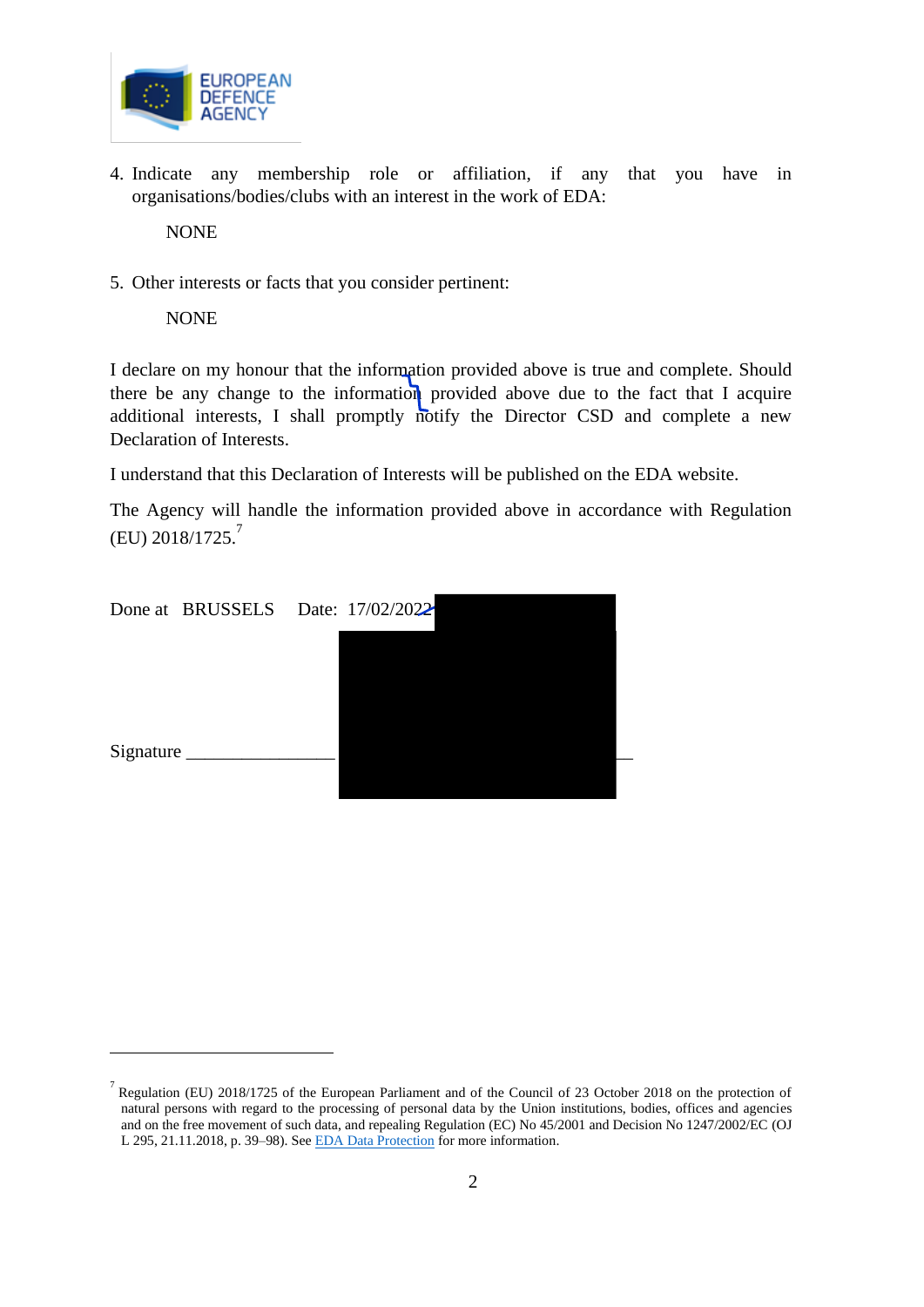4. Indicate any membership role or affiliation, if any that you have in organisations/bodies/clubs with an interest in the work of EDA:

   NONE

5. Other interests or facts that you consider pertinent:

   NONE

I declare on my honour that the information provided above is true and complete. Should there be any change to the information provided above due to the fact that I acquire additional interests, I shall promptly notify the Director CSD and complete a new Declaration of Interests.

I understand that this Declaration of Interests will be published on the EDA website.

The Agency will handle the information provided above in accordance with Regulation (EU) 2018/1725.[7]

Done at BRUSSELS Date: 17/02/2022

Signature ________________

---

[7] Regulation (EU) 2018/1725 of the European Parliament and of the Council of 23 October 2018 on the protection of natural persons with regard to the processing of personal data by the Union institutions, bodies, offices and agencies and on the free movement of such data, and repealing Regulation (EC) No 45/2001 and Decision No 1247/2002/EC (OJ L 295, 21.11.2018, p. 39–98). See EDA Data Protection for more information.